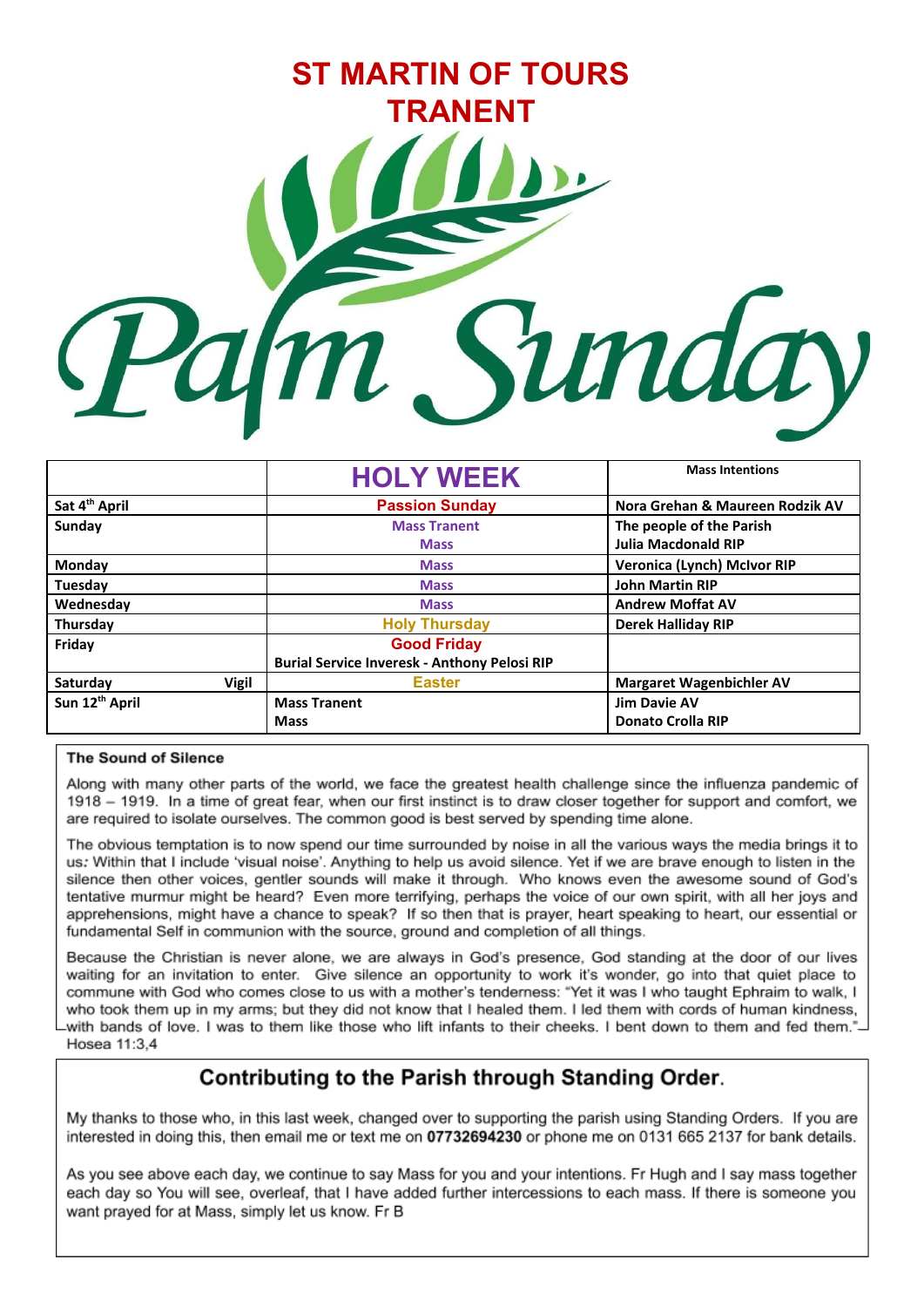# ST MARTIN OF TOURS TRANENT

# Palm Sunday

| | HOLY WEEK | Mass Intentions |
|---|---|---|
| Sat 4th April | Passion Sunday | Nora Grehan & Maureen Rodzik AV |
| Sunday | Mass Tranent<br>Mass | The people of the Parish<br>Julia Macdonald RIP |
| Monday | Mass | Veronica (Lynch) McIvor RIP |
| Tuesday | Mass | John Martin RIP |
| Wednesday | Mass | Andrew Moffat AV |
| Thursday | Holy Thursday | Derek Halliday RIP |
| Friday | Good Friday<br>Burial Service Inveresk - Anthony Pelosi RIP | |
| Saturday Vigil | Easter | Margaret Wagenbichler AV |
| Sun 12th April | Mass Tranent<br>Mass | Jim Davie AV<br>Donato Crolla RIP |

### The Sound of Silence

Along with many other parts of the world, we face the greatest health challenge since the influenza pandemic of 1918 – 1919. In a time of great fear, when our first instinct is to draw closer together for support and comfort, we are required to isolate ourselves. The common good is best served by spending time alone.

The obvious temptation is to now spend our time surrounded by noise in all the various ways the media brings it to us*:* Within that I include 'visual noise'. Anything to help us avoid silence. Yet if we are brave enough to listen in the silence then other voices, gentler sounds will make it through. Who knows even the awesome sound of God's tentative murmur might be heard? Even more terrifying, perhaps the voice of our own spirit, with all her joys and apprehensions, might have a chance to speak? If so then that is prayer, heart speaking to heart, our essential or fundamental Self in communion with the source, ground and completion of all things.

Because the Christian is never alone, we are always in God's presence, God standing at the door of our lives waiting for an invitation to enter. Give silence an opportunity to work it's wonder, go into that quiet place to commune with God who comes close to us with a mother's tenderness: "Yet it was I who taught Ephraim to walk, I who took them up in my arms; but they did not know that I healed them. I led them with cords of human kindness, with bands of love. I was to them like those who lift infants to their cheeks. I bent down to them and fed them." Hosea 11:3,4

## Contributing to the Parish through Standing Order.

My thanks to those who, in this last week, changed over to supporting the parish using Standing Orders. If you are interested in doing this, then email me or text me on **07732694230** or phone me on 0131 665 2137 for bank details.

As you see above each day, we continue to say Mass for you and your intentions. Fr Hugh and I say mass together each day so You will see, overleaf, that I have added further intercessions to each mass. If there is someone you want prayed for at Mass, simply let us know. Fr B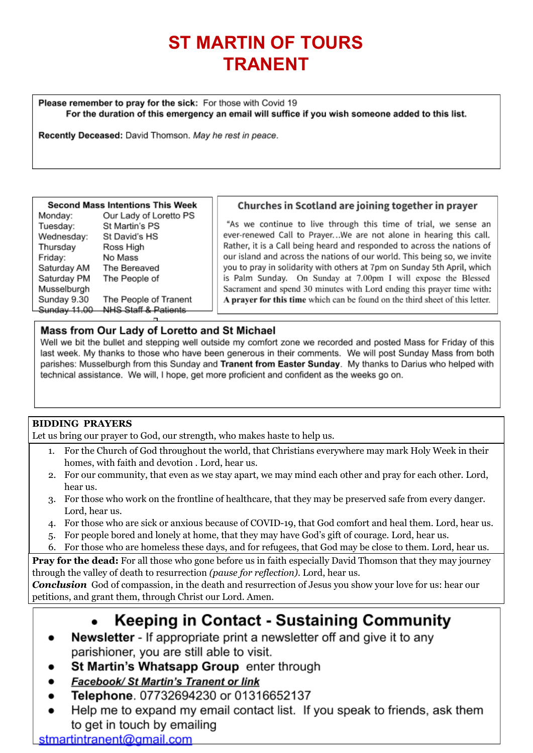# ST MARTIN OF TOURS TRANENT

**Please remember to pray for the sick:** For those with Covid 19

**For the duration of this emergency an email will suffice if you wish someone added to this list.**

**Recently Deceased:** David Thomson. *May he rest in peace*.

**Second Mass Intentions This Week**

| | |
|---|---|
| Monday: | Our Lady of Loretto PS |
| Tuesday: | St Martin's PS |
| Wednesday: | St David's HS |
| Thursday | Ross High |
| Friday: | No Mass |
| Saturday AM | The Bereaved |
| Saturday PM | The People of Musselburgh |
| Sunday 9.30 | The People of Tranent |
| Sunday 11.00 | NHS Staff & Patients |

## Churches in Scotland are joining together in prayer

"As we continue to live through this time of trial, we sense an ever-renewed Call to Prayer…We are not alone in hearing this call. Rather, it is a Call being heard and responded to across the nations of our island and across the nations of our world. This being so, we invite you to pray in solidarity with others at 7pm on Sunday 5th April, which is Palm Sunday. On Sunday at 7.00pm I will expose the Blessed Sacrament and spend 30 minutes with Lord ending this prayer time with: **A prayer for this time** which can be found on the third sheet of this letter.

## Mass from Our Lady of Loretto and St Michael

Well we bit the bullet and stepping well outside my comfort zone we recorded and posted Mass for Friday of this last week. My thanks to those who have been generous in their comments. We will post Sunday Mass from both parishes: Musselburgh from this Sunday and **Tranent from Easter Sunday**. My thanks to Darius who helped with technical assistance. We will, I hope, get more proficient and confident as the weeks go on.

**BIDDING PRAYERS**

Let us bring our prayer to God, our strength, who makes haste to help us.

1. For the Church of God throughout the world, that Christians everywhere may mark Holy Week in their homes, with faith and devotion . Lord, hear us.
2. For our community, that even as we stay apart, we may mind each other and pray for each other. Lord, hear us.
3. For those who work on the frontline of healthcare, that they may be preserved safe from every danger. Lord, hear us.
4. For those who are sick or anxious because of COVID-19, that God comfort and heal them. Lord, hear us.
5. For people bored and lonely at home, that they may have God's gift of courage. Lord, hear us.
6. For those who are homeless these days, and for refugees, that God may be close to them. Lord, hear us.

**Pray for the dead:** For all those who gone before us in faith especially David Thomson that they may journey through the valley of death to resurrection *(pause for reflection)*. Lord, hear us.

***Conclusion*** God of compassion, in the death and resurrection of Jesus you show your love for us: hear our petitions, and grant them, through Christ our Lord. Amen.

## Keeping in Contact - Sustaining Community

- **Newsletter** - If appropriate print a newsletter off and give it to any parishioner, you are still able to visit.
- **St Martin's Whatsapp Group** enter through
- ***Facebook/ St Martin's Tranent or link***
- **Telephone**. 07732694230 or 01316652137
- Help me to expand my email contact list. If you speak to friends, ask them to get in touch by emailing stmartintranent@gmail.com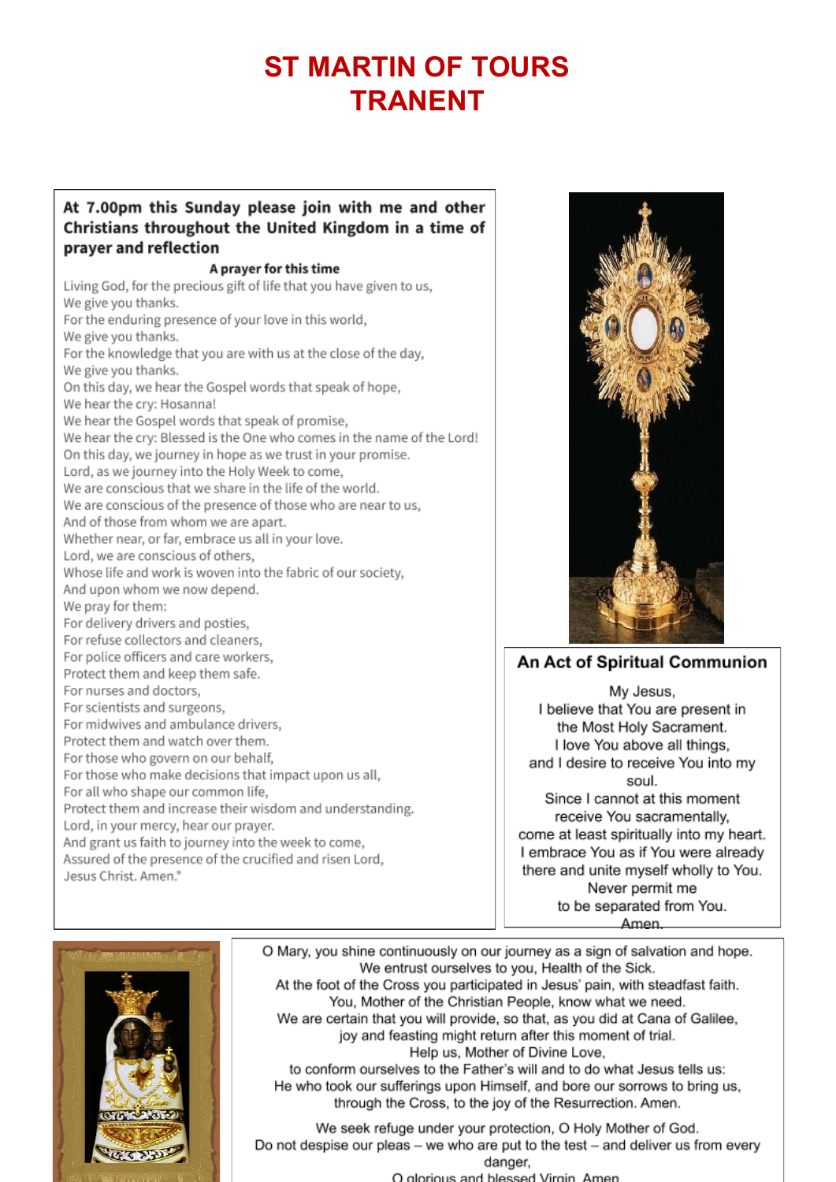# ST MARTIN OF TOURS
# TRANENT

**At 7.00pm this Sunday please join with me and other Christians throughout the United Kingdom in a time of prayer and reflection**

**A prayer for this time**

Living God, for the precious gift of life that you have given to us,
We give you thanks.
For the enduring presence of your love in this world,
We give you thanks.
For the knowledge that you are with us at the close of the day,
We give you thanks.
On this day, we hear the Gospel words that speak of hope,
We hear the cry: Hosanna!
We hear the Gospel words that speak of promise,
We hear the cry: Blessed is the One who comes in the name of the Lord!
On this day, we journey in hope as we trust in your promise.
Lord, as we journey into the Holy Week to come,
We are conscious that we share in the life of the world.
We are conscious of the presence of those who are near to us,
And of those from whom we are apart.
Whether near, or far, embrace us all in your love.
Lord, we are conscious of others,
Whose life and work is woven into the fabric of our society,
And upon whom we now depend.
We pray for them:
For delivery drivers and posties,
For refuse collectors and cleaners,
For police officers and care workers,
Protect them and keep them safe.
For nurses and doctors,
For scientists and surgeons,
For midwives and ambulance drivers,
Protect them and watch over them.
For those who govern on our behalf,
For those who make decisions that impact upon us all,
For all who shape our common life,
Protect them and increase their wisdom and understanding.
Lord, in your mercy, hear our prayer.
And grant us faith to journey into the week to come,
Assured of the presence of the crucified and risen Lord,
Jesus Christ. Amen."

## An Act of Spiritual Communion

My Jesus,
I believe that You are present in the Most Holy Sacrament.
I love You above all things,
and I desire to receive You into my soul.
Since I cannot at this moment receive You sacramentally,
come at least spiritually into my heart.
I embrace You as if You were already there and unite myself wholly to You.
Never permit me
to be separated from You.
Amen.

O Mary, you shine continuously on our journey as a sign of salvation and hope.
We entrust ourselves to you, Health of the Sick.
At the foot of the Cross you participated in Jesus' pain, with steadfast faith.
You, Mother of the Christian People, know what we need.
We are certain that you will provide, so that, as you did at Cana of Galilee,
joy and feasting might return after this moment of trial.
Help us, Mother of Divine Love,
to conform ourselves to the Father's will and to do what Jesus tells us:
He who took our sufferings upon Himself, and bore our sorrows to bring us,
through the Cross, to the joy of the Resurrection. Amen.

We seek refuge under your protection, O Holy Mother of God.
Do not despise our pleas – we who are put to the test – and deliver us from every danger,
O glorious and blessed Virgin. Amen